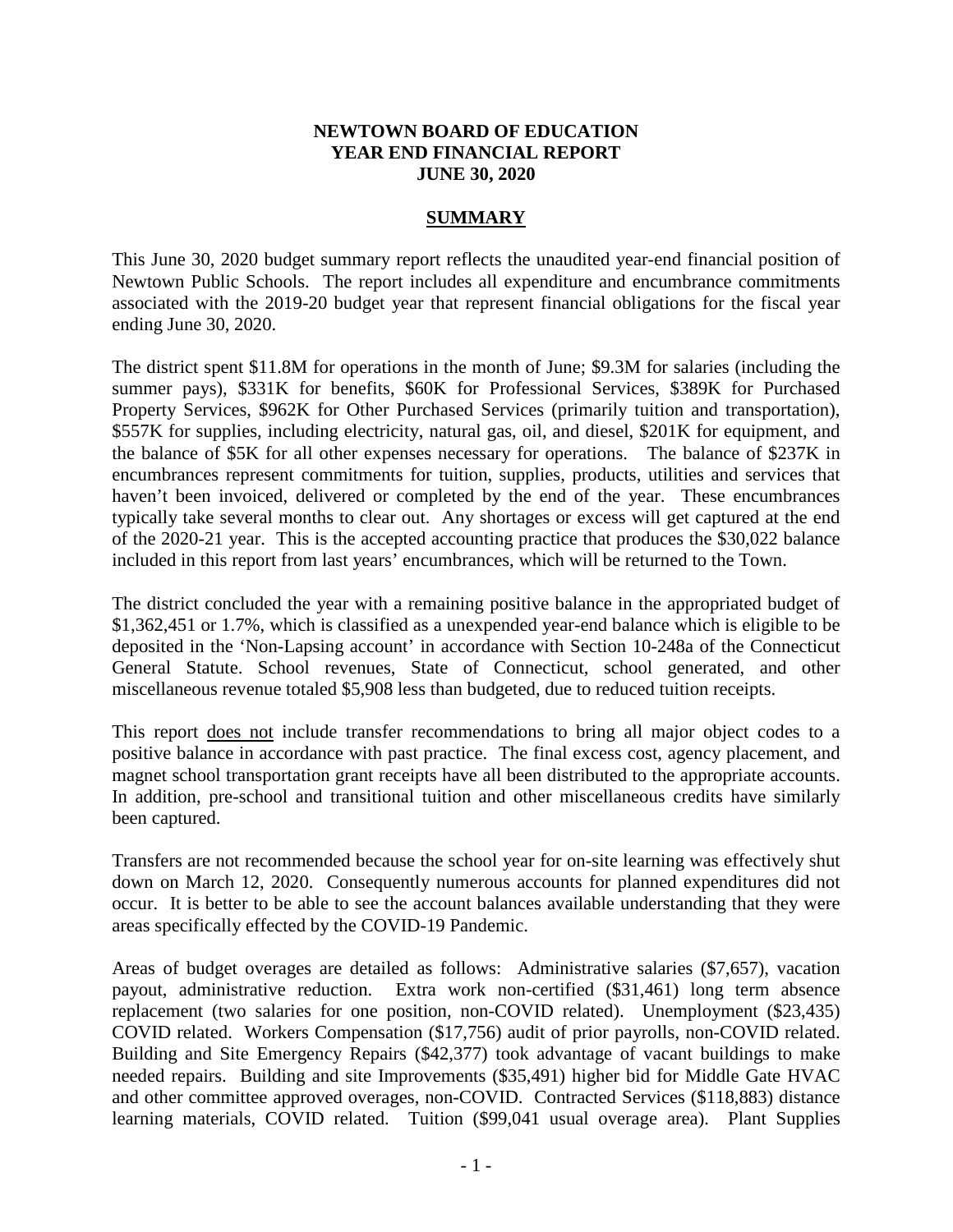**NEWTOWN BOARD OF EDUCATION**
**YEAR END FINANCIAL REPORT**
**JUNE 30, 2020**

## SUMMARY

This June 30, 2020 budget summary report reflects the unaudited year-end financial position of Newtown Public Schools. The report includes all expenditure and encumbrance commitments associated with the 2019-20 budget year that represent financial obligations for the fiscal year ending June 30, 2020.

The district spent $11.8M for operations in the month of June; $9.3M for salaries (including the summer pays), $331K for benefits, $60K for Professional Services, $389K for Purchased Property Services, $962K for Other Purchased Services (primarily tuition and transportation), $557K for supplies, including electricity, natural gas, oil, and diesel, $201K for equipment, and the balance of $5K for all other expenses necessary for operations. The balance of $237K in encumbrances represent commitments for tuition, supplies, products, utilities and services that haven't been invoiced, delivered or completed by the end of the year. These encumbrances typically take several months to clear out. Any shortages or excess will get captured at the end of the 2020-21 year. This is the accepted accounting practice that produces the $30,022 balance included in this report from last years' encumbrances, which will be returned to the Town.

The district concluded the year with a remaining positive balance in the appropriated budget of $1,362,451 or 1.7%, which is classified as a unexpended year-end balance which is eligible to be deposited in the 'Non-Lapsing account' in accordance with Section 10-248a of the Connecticut General Statute. School revenues, State of Connecticut, school generated, and other miscellaneous revenue totaled $5,908 less than budgeted, due to reduced tuition receipts.

This report does not include transfer recommendations to bring all major object codes to a positive balance in accordance with past practice. The final excess cost, agency placement, and magnet school transportation grant receipts have all been distributed to the appropriate accounts. In addition, pre-school and transitional tuition and other miscellaneous credits have similarly been captured.

Transfers are not recommended because the school year for on-site learning was effectively shut down on March 12, 2020. Consequently numerous accounts for planned expenditures did not occur. It is better to be able to see the account balances available understanding that they were areas specifically effected by the COVID-19 Pandemic.

Areas of budget overages are detailed as follows: Administrative salaries ($7,657), vacation payout, administrative reduction. Extra work non-certified ($31,461) long term absence replacement (two salaries for one position, non-COVID related). Unemployment ($23,435) COVID related. Workers Compensation ($17,756) audit of prior payrolls, non-COVID related. Building and Site Emergency Repairs ($42,377) took advantage of vacant buildings to make needed repairs. Building and site Improvements ($35,491) higher bid for Middle Gate HVAC and other committee approved overages, non-COVID. Contracted Services ($118,883) distance learning materials, COVID related. Tuition ($99,041 usual overage area). Plant Supplies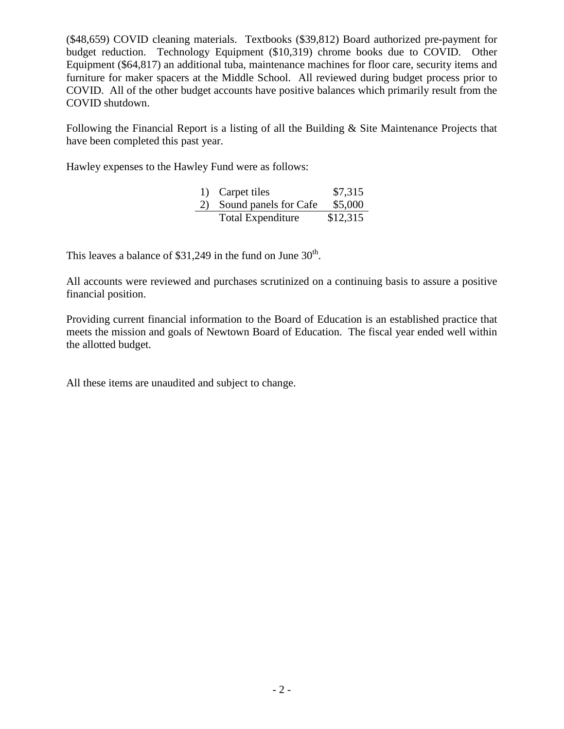($48,659) COVID cleaning materials. Textbooks ($39,812) Board authorized pre-payment for budget reduction. Technology Equipment ($10,319) chrome books due to COVID. Other Equipment ($64,817) an additional tuba, maintenance machines for floor care, security items and furniture for maker spacers at the Middle School. All reviewed during budget process prior to COVID. All of the other budget accounts have positive balances which primarily result from the COVID shutdown.

Following the Financial Report is a listing of all the Building & Site Maintenance Projects that have been completed this past year.

Hawley expenses to the Hawley Fund were as follows:

| | | |
|---|---|---|
| 1) | Carpet tiles | $7,315 |
| 2) | Sound panels for Cafe | $5,000 |
| | Total Expenditure | $12,315 |

This leaves a balance of $31,249 in the fund on June 30th.

All accounts were reviewed and purchases scrutinized on a continuing basis to assure a positive financial position.

Providing current financial information to the Board of Education is an established practice that meets the mission and goals of Newtown Board of Education. The fiscal year ended well within the allotted budget.

All these items are unaudited and subject to change.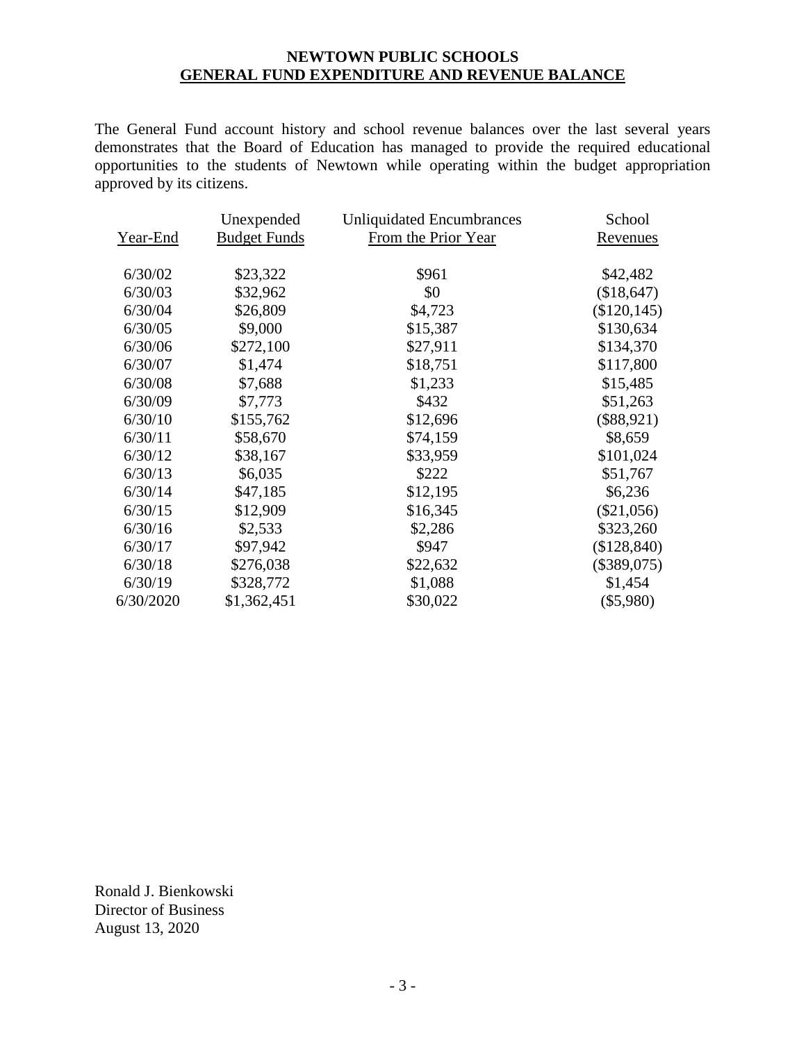# NEWTOWN PUBLIC SCHOOLS

## GENERAL FUND EXPENDITURE AND REVENUE BALANCE

The General Fund account history and school revenue balances over the last several years demonstrates that the Board of Education has managed to provide the required educational opportunities to the students of Newtown while operating within the budget appropriation approved by its citizens.

| Year-End | Unexpended Budget Funds | Unliquidated Encumbrances From the Prior Year | School Revenues |
|---|---|---|---|
| 6/30/02 | $23,322 | $961 | $42,482 |
| 6/30/03 | $32,962 | $0 | ($18,647) |
| 6/30/04 | $26,809 | $4,723 | ($120,145) |
| 6/30/05 | $9,000 | $15,387 | $130,634 |
| 6/30/06 | $272,100 | $27,911 | $134,370 |
| 6/30/07 | $1,474 | $18,751 | $117,800 |
| 6/30/08 | $7,688 | $1,233 | $15,485 |
| 6/30/09 | $7,773 | $432 | $51,263 |
| 6/30/10 | $155,762 | $12,696 | ($88,921) |
| 6/30/11 | $58,670 | $74,159 | $8,659 |
| 6/30/12 | $38,167 | $33,959 | $101,024 |
| 6/30/13 | $6,035 | $222 | $51,767 |
| 6/30/14 | $47,185 | $12,195 | $6,236 |
| 6/30/15 | $12,909 | $16,345 | ($21,056) |
| 6/30/16 | $2,533 | $2,286 | $323,260 |
| 6/30/17 | $97,942 | $947 | ($128,840) |
| 6/30/18 | $276,038 | $22,632 | ($389,075) |
| 6/30/19 | $328,772 | $1,088 | $1,454 |
| 6/30/2020 | $1,362,451 | $30,022 | ($5,980) |

Ronald J. Bienkowski
Director of Business
August 13, 2020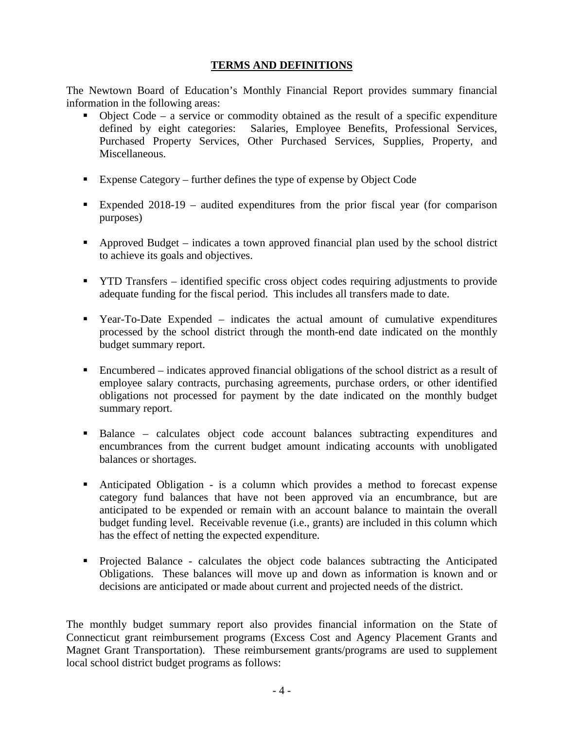## TERMS AND DEFINITIONS

The Newtown Board of Education's Monthly Financial Report provides summary financial information in the following areas:

- Object Code – a service or commodity obtained as the result of a specific expenditure defined by eight categories: Salaries, Employee Benefits, Professional Services, Purchased Property Services, Other Purchased Services, Supplies, Property, and Miscellaneous.
- Expense Category – further defines the type of expense by Object Code
- Expended 2018-19 – audited expenditures from the prior fiscal year (for comparison purposes)
- Approved Budget – indicates a town approved financial plan used by the school district to achieve its goals and objectives.
- YTD Transfers – identified specific cross object codes requiring adjustments to provide adequate funding for the fiscal period. This includes all transfers made to date.
- Year-To-Date Expended – indicates the actual amount of cumulative expenditures processed by the school district through the month-end date indicated on the monthly budget summary report.
- Encumbered – indicates approved financial obligations of the school district as a result of employee salary contracts, purchasing agreements, purchase orders, or other identified obligations not processed for payment by the date indicated on the monthly budget summary report.
- Balance – calculates object code account balances subtracting expenditures and encumbrances from the current budget amount indicating accounts with unobligated balances or shortages.
- Anticipated Obligation - is a column which provides a method to forecast expense category fund balances that have not been approved via an encumbrance, but are anticipated to be expended or remain with an account balance to maintain the overall budget funding level. Receivable revenue (i.e., grants) are included in this column which has the effect of netting the expected expenditure.
- Projected Balance - calculates the object code balances subtracting the Anticipated Obligations. These balances will move up and down as information is known and or decisions are anticipated or made about current and projected needs of the district.

The monthly budget summary report also provides financial information on the State of Connecticut grant reimbursement programs (Excess Cost and Agency Placement Grants and Magnet Grant Transportation). These reimbursement grants/programs are used to supplement local school district budget programs as follows: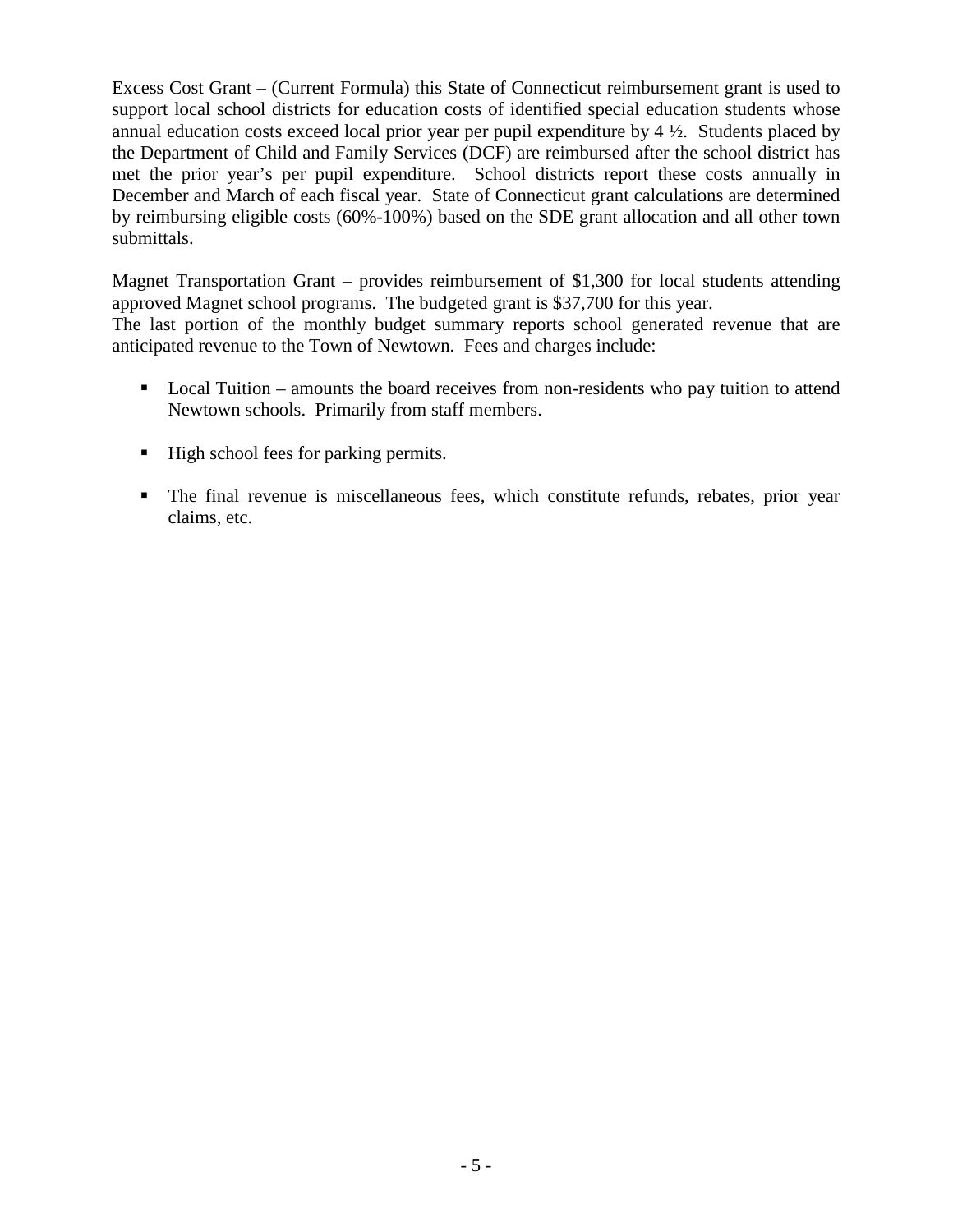Excess Cost Grant – (Current Formula) this State of Connecticut reimbursement grant is used to support local school districts for education costs of identified special education students whose annual education costs exceed local prior year per pupil expenditure by 4 ½. Students placed by the Department of Child and Family Services (DCF) are reimbursed after the school district has met the prior year's per pupil expenditure. School districts report these costs annually in December and March of each fiscal year. State of Connecticut grant calculations are determined by reimbursing eligible costs (60%-100%) based on the SDE grant allocation and all other town submittals.

Magnet Transportation Grant – provides reimbursement of $1,300 for local students attending approved Magnet school programs. The budgeted grant is $37,700 for this year.
The last portion of the monthly budget summary reports school generated revenue that are anticipated revenue to the Town of Newtown. Fees and charges include:

- Local Tuition – amounts the board receives from non-residents who pay tuition to attend Newtown schools. Primarily from staff members.
- High school fees for parking permits.
- The final revenue is miscellaneous fees, which constitute refunds, rebates, prior year claims, etc.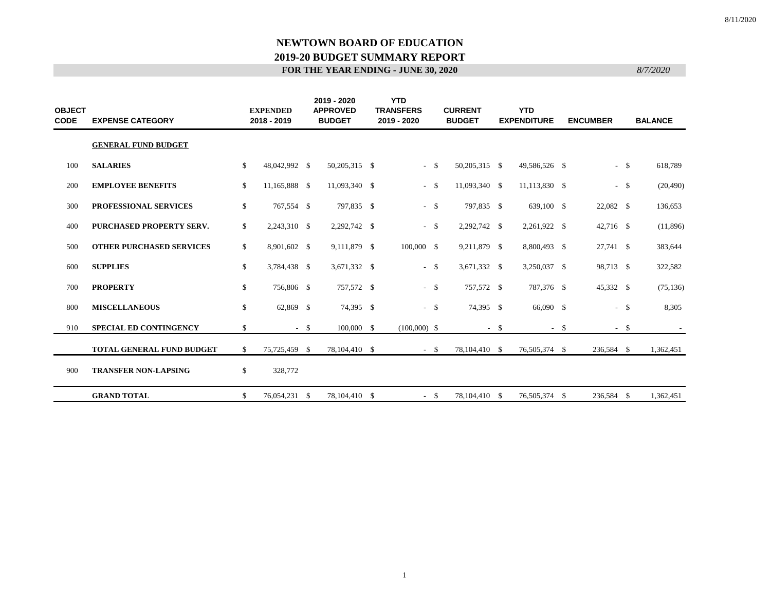# NEWTOWN BOARD OF EDUCATION

## 2019-20 BUDGET SUMMARY REPORT

### FOR THE YEAR ENDING - JUNE 30, 2020

*8/7/2020*

| OBJECT CODE | EXPENSE CATEGORY | EXPENDED 2018 - 2019 | 2019 - 2020 APPROVED BUDGET | YTD TRANSFERS 2019 - 2020 | CURRENT BUDGET | YTD EXPENDITURE | ENCUMBER | BALANCE |
|---|---|---|---|---|---|---|---|---|
| | **GENERAL FUND BUDGET** | | | | | | | |
| 100 | **SALARIES** | $ 48,042,992 | $ 50,205,315 | $ - | $ 50,205,315 | $ 49,586,526 | $ - | $ 618,789 |
| 200 | **EMPLOYEE BENEFITS** | $ 11,165,888 | $ 11,093,340 | $ - | $ 11,093,340 | $ 11,113,830 | $ - | $ (20,490) |
| 300 | **PROFESSIONAL SERVICES** | $ 767,554 | $ 797,835 | $ - | $ 797,835 | $ 639,100 | $ 22,082 | $ 136,653 |
| 400 | **PURCHASED PROPERTY SERV.** | $ 2,243,310 | $ 2,292,742 | $ - | $ 2,292,742 | $ 2,261,922 | $ 42,716 | $ (11,896) |
| 500 | **OTHER PURCHASED SERVICES** | $ 8,901,602 | $ 9,111,879 | $ 100,000 | $ 9,211,879 | $ 8,800,493 | $ 27,741 | $ 383,644 |
| 600 | **SUPPLIES** | $ 3,784,438 | $ 3,671,332 | $ - | $ 3,671,332 | $ 3,250,037 | $ 98,713 | $ 322,582 |
| 700 | **PROPERTY** | $ 756,806 | $ 757,572 | $ - | $ 757,572 | $ 787,376 | $ 45,332 | $ (75,136) |
| 800 | **MISCELLANEOUS** | $ 62,869 | $ 74,395 | $ - | $ 74,395 | $ 66,090 | $ - | $ 8,305 |
| 910 | **SPECIAL ED CONTINGENCY** | $ - | $ 100,000 | $ (100,000) | $ - | $ - | $ - | $ - |
| | **TOTAL GENERAL FUND BUDGET** | $ 75,725,459 | $ 78,104,410 | $ - | $ 78,104,410 | $ 76,505,374 | $ 236,584 | $ 1,362,451 |
| 900 | **TRANSFER NON-LAPSING** | $ 328,772 | | | | | | |
| | **GRAND TOTAL** | $ 76,054,231 | $ 78,104,410 | $ - | $ 78,104,410 | $ 76,505,374 | $ 236,584 | $ 1,362,451 |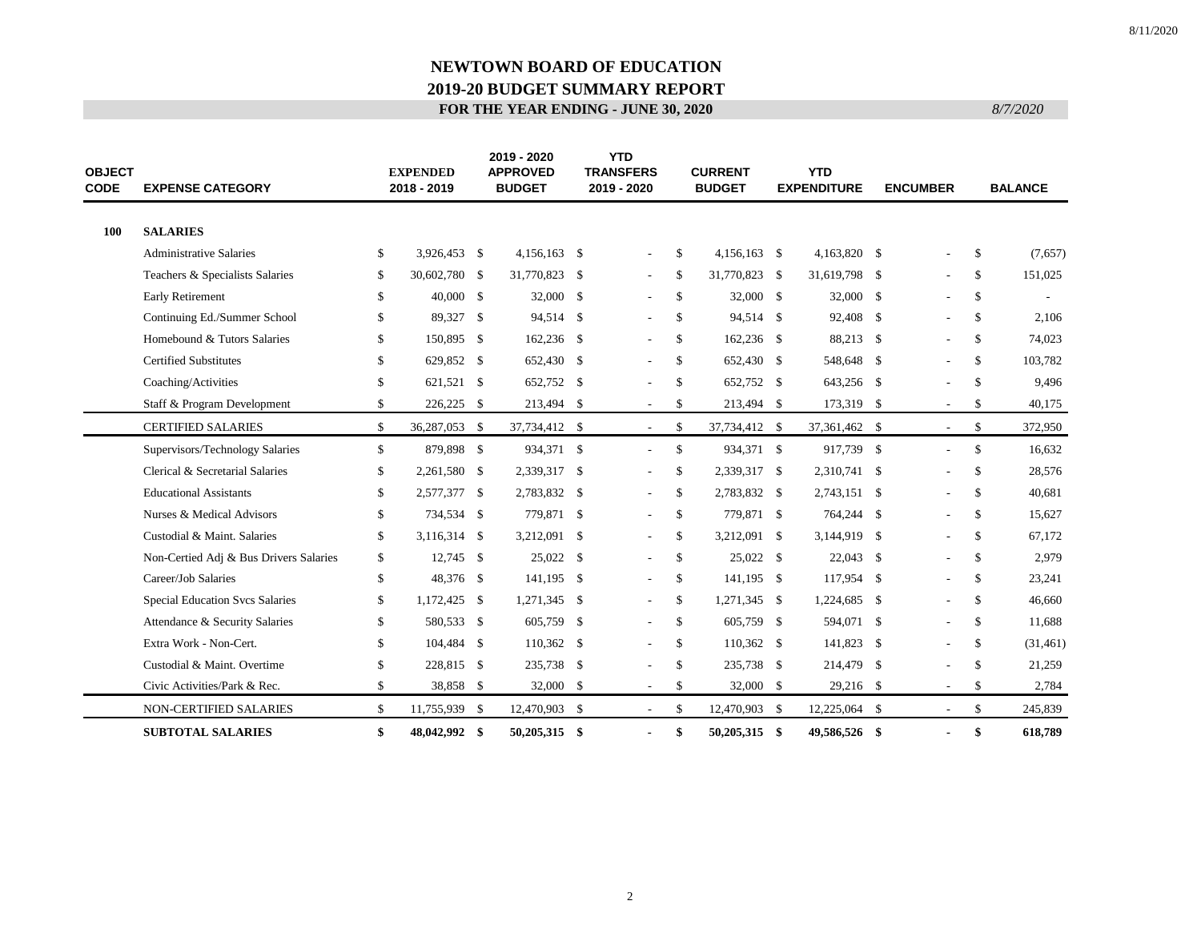# NEWTOWN BOARD OF EDUCATION

## 2019-20 BUDGET SUMMARY REPORT

### FOR THE YEAR ENDING - JUNE 30, 2020

*8/7/2020*

| OBJECT CODE | EXPENSE CATEGORY | EXPENDED 2018 - 2019 | 2019 - 2020 APPROVED BUDGET | YTD TRANSFERS 2019 - 2020 | CURRENT BUDGET | YTD EXPENDITURE | ENCUMBER | BALANCE |
|---|---|---|---|---|---|---|---|---|
| **100** | **SALARIES** | | | | | | | |
| | Administrative Salaries | $ 3,926,453 | $ 4,156,163 | $ - | $ 4,156,163 | $ 4,163,820 | $ - | $ (7,657) |
| | Teachers & Specialists Salaries | $ 30,602,780 | $ 31,770,823 | $ - | $ 31,770,823 | $ 31,619,798 | $ - | $ 151,025 |
| | Early Retirement | $ 40,000 | $ 32,000 | $ - | $ 32,000 | $ 32,000 | $ - | $ - |
| | Continuing Ed./Summer School | $ 89,327 | $ 94,514 | $ - | $ 94,514 | $ 92,408 | $ - | $ 2,106 |
| | Homebound & Tutors Salaries | $ 150,895 | $ 162,236 | $ - | $ 162,236 | $ 88,213 | $ - | $ 74,023 |
| | Certified Substitutes | $ 629,852 | $ 652,430 | $ - | $ 652,430 | $ 548,648 | $ - | $ 103,782 |
| | Coaching/Activities | $ 621,521 | $ 652,752 | $ - | $ 652,752 | $ 643,256 | $ - | $ 9,496 |
| | Staff & Program Development | $ 226,225 | $ 213,494 | $ - | $ 213,494 | $ 173,319 | $ - | $ 40,175 |
| | CERTIFIED SALARIES | $ 36,287,053 | $ 37,734,412 | $ - | $ 37,734,412 | $ 37,361,462 | $ - | $ 372,950 |
| | Supervisors/Technology Salaries | $ 879,898 | $ 934,371 | $ - | $ 934,371 | $ 917,739 | $ - | $ 16,632 |
| | Clerical & Secretarial Salaries | $ 2,261,580 | $ 2,339,317 | $ - | $ 2,339,317 | $ 2,310,741 | $ - | $ 28,576 |
| | Educational Assistants | $ 2,577,377 | $ 2,783,832 | $ - | $ 2,783,832 | $ 2,743,151 | $ - | $ 40,681 |
| | Nurses & Medical Advisors | $ 734,534 | $ 779,871 | $ - | $ 779,871 | $ 764,244 | $ - | $ 15,627 |
| | Custodial & Maint. Salaries | $ 3,116,314 | $ 3,212,091 | $ - | $ 3,212,091 | $ 3,144,919 | $ - | $ 67,172 |
| | Non-Certied Adj & Bus Drivers Salaries | $ 12,745 | $ 25,022 | $ - | $ 25,022 | $ 22,043 | $ - | $ 2,979 |
| | Career/Job Salaries | $ 48,376 | $ 141,195 | $ - | $ 141,195 | $ 117,954 | $ - | $ 23,241 |
| | Special Education Svcs Salaries | $ 1,172,425 | $ 1,271,345 | $ - | $ 1,271,345 | $ 1,224,685 | $ - | $ 46,660 |
| | Attendance & Security Salaries | $ 580,533 | $ 605,759 | $ - | $ 605,759 | $ 594,071 | $ - | $ 11,688 |
| | Extra Work - Non-Cert. | $ 104,484 | $ 110,362 | $ - | $ 110,362 | $ 141,823 | $ - | $ (31,461) |
| | Custodial & Maint. Overtime | $ 228,815 | $ 235,738 | $ - | $ 235,738 | $ 214,479 | $ - | $ 21,259 |
| | Civic Activities/Park & Rec. | $ 38,858 | $ 32,000 | $ - | $ 32,000 | $ 29,216 | $ - | $ 2,784 |
| | NON-CERTIFIED SALARIES | $ 11,755,939 | $ 12,470,903 | $ - | $ 12,470,903 | $ 12,225,064 | $ - | $ 245,839 |
| | **SUBTOTAL SALARIES** | **$ 48,042,992** | **$ 50,205,315** | **$ -** | **$ 50,205,315** | **$ 49,586,526** | **$ -** | **$ 618,789** |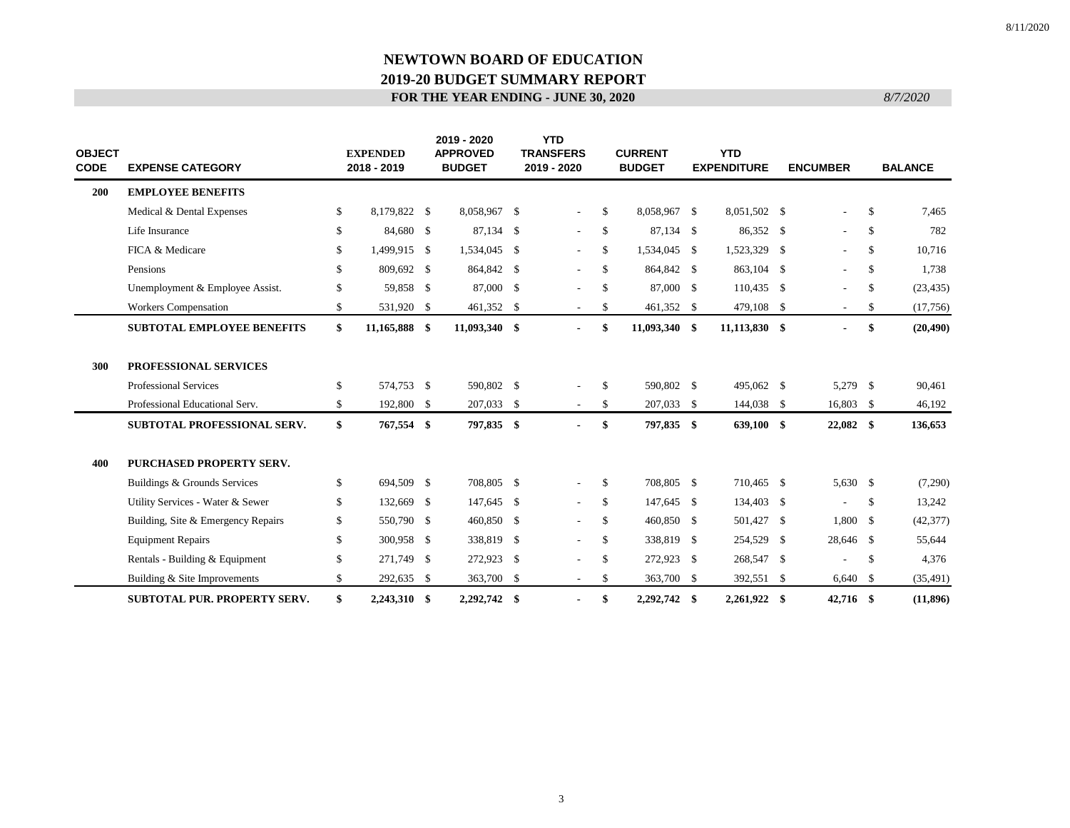# NEWTOWN BOARD OF EDUCATION

## 2019-20 BUDGET SUMMARY REPORT

### FOR THE YEAR ENDING - JUNE 30, 2020

*8/7/2020*

| OBJECT CODE | EXPENSE CATEGORY | EXPENDED 2018 - 2019 | 2019 - 2020 APPROVED BUDGET | YTD TRANSFERS 2019 - 2020 | CURRENT BUDGET | YTD EXPENDITURE | ENCUMBER | BALANCE |
|---|---|---|---|---|---|---|---|---|
| **200** | **EMPLOYEE BENEFITS** | | | | | | | |
| | Medical & Dental Expenses | $ 8,179,822 | $ 8,058,967 | $ - | $ 8,058,967 | $ 8,051,502 | $ - | $ 7,465 |
| | Life Insurance | $ 84,680 | $ 87,134 | $ - | $ 87,134 | $ 86,352 | $ - | $ 782 |
| | FICA & Medicare | $ 1,499,915 | $ 1,534,045 | $ - | $ 1,534,045 | $ 1,523,329 | $ - | $ 10,716 |
| | Pensions | $ 809,692 | $ 864,842 | $ - | $ 864,842 | $ 863,104 | $ - | $ 1,738 |
| | Unemployment & Employee Assist. | $ 59,858 | $ 87,000 | $ - | $ 87,000 | $ 110,435 | $ - | $ (23,435) |
| | Workers Compensation | $ 531,920 | $ 461,352 | $ - | $ 461,352 | $ 479,108 | $ - | $ (17,756) |
| | **SUBTOTAL EMPLOYEE BENEFITS** | **$ 11,165,888** | **$ 11,093,340** | **$ -** | **$ 11,093,340** | **$ 11,113,830** | **$ -** | **$ (20,490)** |
| **300** | **PROFESSIONAL SERVICES** | | | | | | | |
| | Professional Services | $ 574,753 | $ 590,802 | $ - | $ 590,802 | $ 495,062 | $ 5,279 | $ 90,461 |
| | Professional Educational Serv. | $ 192,800 | $ 207,033 | $ - | $ 207,033 | $ 144,038 | $ 16,803 | $ 46,192 |
| | **SUBTOTAL PROFESSIONAL SERV.** | **$ 767,554** | **$ 797,835** | **$ -** | **$ 797,835** | **$ 639,100** | **$ 22,082** | **$ 136,653** |
| **400** | **PURCHASED PROPERTY SERV.** | | | | | | | |
| | Buildings & Grounds Services | $ 694,509 | $ 708,805 | $ - | $ 708,805 | $ 710,465 | $ 5,630 | $ (7,290) |
| | Utility Services - Water & Sewer | $ 132,669 | $ 147,645 | $ - | $ 147,645 | $ 134,403 | $ - | $ 13,242 |
| | Building, Site & Emergency Repairs | $ 550,790 | $ 460,850 | $ - | $ 460,850 | $ 501,427 | $ 1,800 | $ (42,377) |
| | Equipment Repairs | $ 300,958 | $ 338,819 | $ - | $ 338,819 | $ 254,529 | $ 28,646 | $ 55,644 |
| | Rentals - Building & Equipment | $ 271,749 | $ 272,923 | $ - | $ 272,923 | $ 268,547 | $ - | $ 4,376 |
| | Building & Site Improvements | $ 292,635 | $ 363,700 | $ - | $ 363,700 | $ 392,551 | $ 6,640 | $ (35,491) |
| | **SUBTOTAL PUR. PROPERTY SERV.** | **$ 2,243,310** | **$ 2,292,742** | **$ -** | **$ 2,292,742** | **$ 2,261,922** | **$ 42,716** | **$ (11,896)** |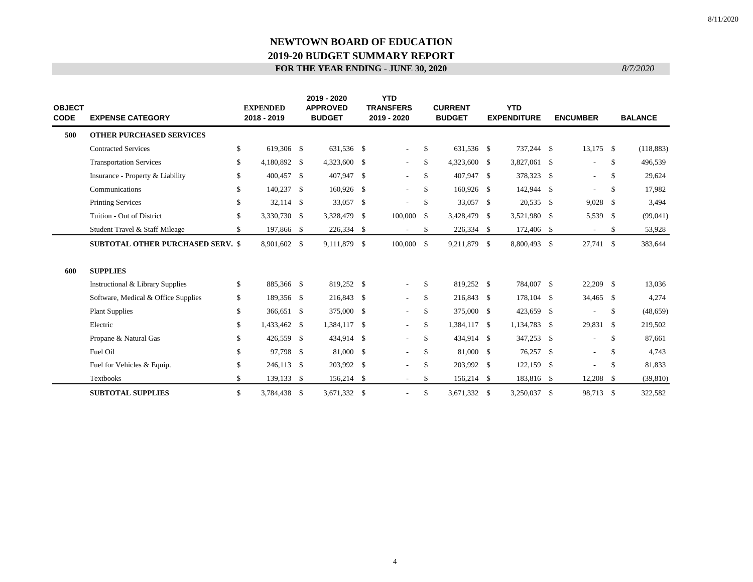# NEWTOWN BOARD OF EDUCATION

## 2019-20 BUDGET SUMMARY REPORT

### FOR THE YEAR ENDING - JUNE 30, 2020

*8/7/2020*

| OBJECT CODE | EXPENSE CATEGORY | EXPENDED 2018 - 2019 | 2019 - 2020 APPROVED BUDGET | YTD TRANSFERS 2019 - 2020 | CURRENT BUDGET | YTD EXPENDITURE | ENCUMBER | BALANCE |
|---|---|---|---|---|---|---|---|---|
| **500** | **OTHER PURCHASED SERVICES** | | | | | | | |
| | Contracted Services | $ 619,306 | $ 631,536 | $ - | $ 631,536 | $ 737,244 | $ 13,175 | $ (118,883) |
| | Transportation Services | $ 4,180,892 | $ 4,323,600 | $ - | $ 4,323,600 | $ 3,827,061 | $ - | $ 496,539 |
| | Insurance - Property & Liability | $ 400,457 | $ 407,947 | $ - | $ 407,947 | $ 378,323 | $ - | $ 29,624 |
| | Communications | $ 140,237 | $ 160,926 | $ - | $ 160,926 | $ 142,944 | $ - | $ 17,982 |
| | Printing Services | $ 32,114 | $ 33,057 | $ - | $ 33,057 | $ 20,535 | $ 9,028 | $ 3,494 |
| | Tuition - Out of District | $ 3,330,730 | $ 3,328,479 | $ 100,000 | $ 3,428,479 | $ 3,521,980 | $ 5,539 | $ (99,041) |
| | Student Travel & Staff Mileage | $ 197,866 | $ 226,334 | $ - | $ 226,334 | $ 172,406 | $ - | $ 53,928 |
| | **SUBTOTAL OTHER PURCHASED SERV.** | $ 8,901,602 | $ 9,111,879 | $ 100,000 | $ 9,211,879 | $ 8,800,493 | $ 27,741 | $ 383,644 |
| **600** | **SUPPLIES** | | | | | | | |
| | Instructional & Library Supplies | $ 885,366 | $ 819,252 | $ - | $ 819,252 | $ 784,007 | $ 22,209 | $ 13,036 |
| | Software, Medical & Office Supplies | $ 189,356 | $ 216,843 | $ - | $ 216,843 | $ 178,104 | $ 34,465 | $ 4,274 |
| | Plant Supplies | $ 366,651 | $ 375,000 | $ - | $ 375,000 | $ 423,659 | $ - | $ (48,659) |
| | Electric | $ 1,433,462 | $ 1,384,117 | $ - | $ 1,384,117 | $ 1,134,783 | $ 29,831 | $ 219,502 |
| | Propane & Natural Gas | $ 426,559 | $ 434,914 | $ - | $ 434,914 | $ 347,253 | $ - | $ 87,661 |
| | Fuel Oil | $ 97,798 | $ 81,000 | $ - | $ 81,000 | $ 76,257 | $ - | $ 4,743 |
| | Fuel for Vehicles & Equip. | $ 246,113 | $ 203,992 | $ - | $ 203,992 | $ 122,159 | $ - | $ 81,833 |
| | Textbooks | $ 139,133 | $ 156,214 | $ - | $ 156,214 | $ 183,816 | $ 12,208 | $ (39,810) |
| | **SUBTOTAL SUPPLIES** | $ 3,784,438 | $ 3,671,332 | $ - | $ 3,671,332 | $ 3,250,037 | $ 98,713 | $ 322,582 |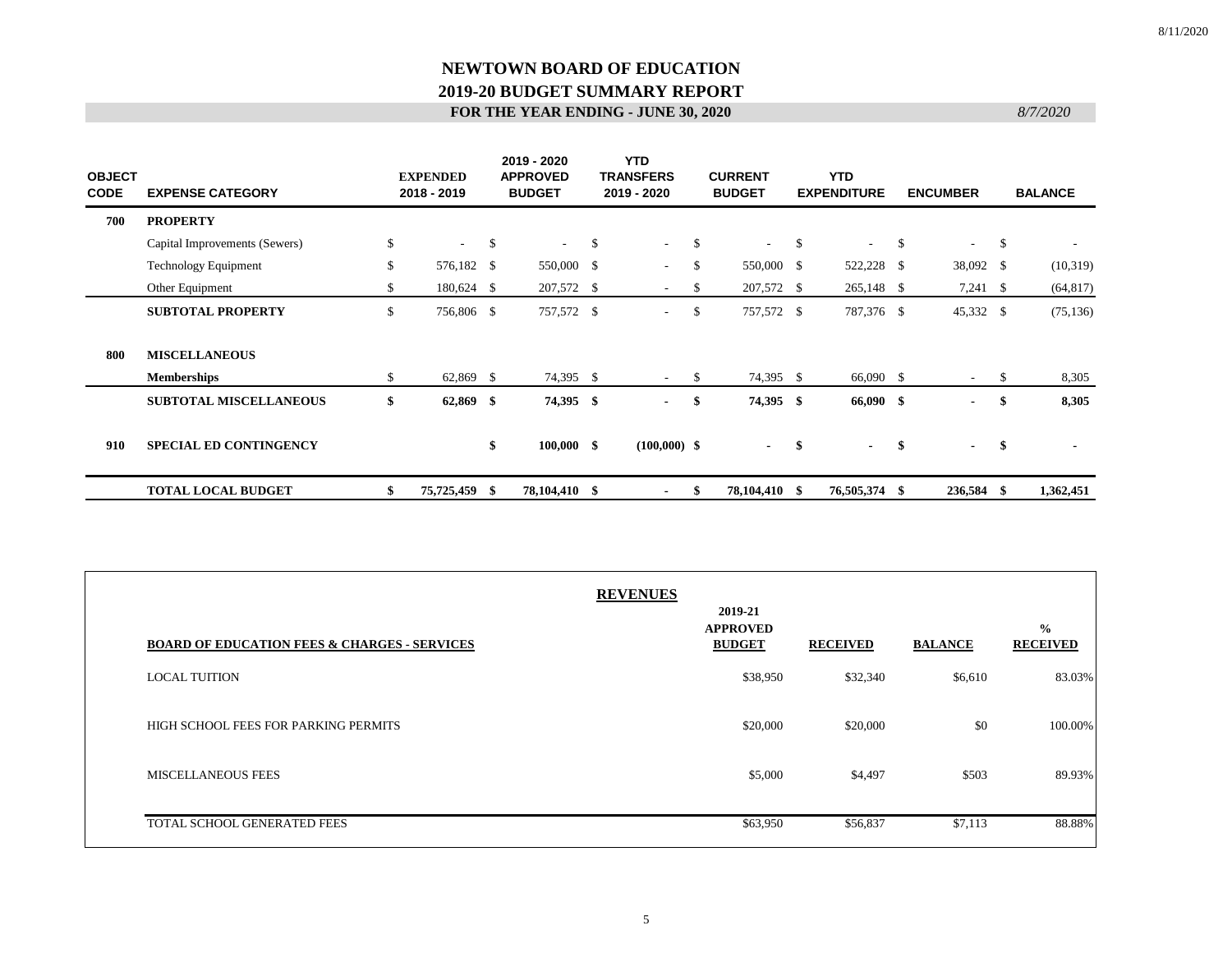# NEWTOWN BOARD OF EDUCATION

## 2019-20 BUDGET SUMMARY REPORT

### FOR THE YEAR ENDING - JUNE 30, 2020

*8/7/2020*

| OBJECT CODE | EXPENSE CATEGORY | EXPENDED 2018 - 2019 | 2019 - 2020 APPROVED BUDGET | YTD TRANSFERS 2019 - 2020 | CURRENT BUDGET | YTD EXPENDITURE | ENCUMBER | BALANCE |
|---|---|---|---|---|---|---|---|---|
| **700** | **PROPERTY** | | | | | | | |
| | Capital Improvements (Sewers) | $ - | $ - | $ - | $ - | $ - | $ - | $ - |
| | Technology Equipment | $ 576,182 | $ 550,000 | $ - | $ 550,000 | $ 522,228 | $ 38,092 | $ (10,319) |
| | Other Equipment | $ 180,624 | $ 207,572 | $ - | $ 207,572 | $ 265,148 | $ 7,241 | $ (64,817) |
| | **SUBTOTAL PROPERTY** | $ 756,806 | $ 757,572 | $ - | $ 757,572 | $ 787,376 | $ 45,332 | $ (75,136) |
| **800** | **MISCELLANEOUS** | | | | | | | |
| | **Memberships** | $ 62,869 | $ 74,395 | $ - | $ 74,395 | $ 66,090 | $ - | $ 8,305 |
| | **SUBTOTAL MISCELLANEOUS** | **$ 62,869** | **$ 74,395** | **$ -** | **$ 74,395** | **$ 66,090** | **$ -** | **$ 8,305** |
| **910** | **SPECIAL ED CONTINGENCY** | | **$ 100,000** | **$ (100,000)** | **$ -** | **$ -** | **$ -** | **$ -** |
| | **TOTAL LOCAL BUDGET** | **$ 75,725,459** | **$ 78,104,410** | **$ -** | **$ 78,104,410** | **$ 76,505,374** | **$ 236,584** | **$ 1,362,451** |

## REVENUES

| BOARD OF EDUCATION FEES & CHARGES - SERVICES | 2019-21 APPROVED BUDGET | RECEIVED | BALANCE | % RECEIVED |
|---|---|---|---|---|
| LOCAL TUITION | $38,950 | $32,340 | $6,610 | 83.03% |
| HIGH SCHOOL FEES FOR PARKING PERMITS | $20,000 | $20,000 | $0 | 100.00% |
| MISCELLANEOUS FEES | $5,000 | $4,497 | $503 | 89.93% |
| TOTAL SCHOOL GENERATED FEES | $63,950 | $56,837 | $7,113 | 88.88% |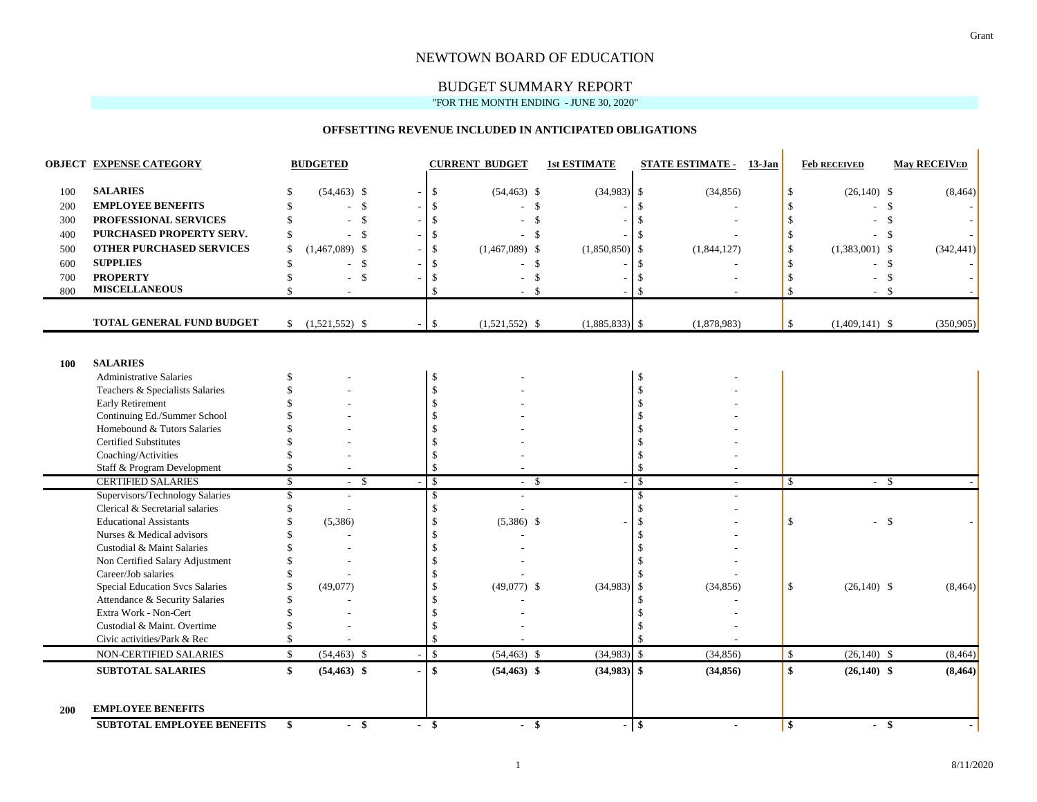Grant

# NEWTOWN BOARD OF EDUCATION

## BUDGET SUMMARY REPORT

"FOR THE MONTH ENDING - JUNE 30, 2020"

### OFFSETTING REVENUE INCLUDED IN ANTICIPATED OBLIGATIONS

| OBJECT | EXPENSE CATEGORY | BUDGETED | | CURRENT BUDGET | 1st ESTIMATE | STATE ESTIMATE - 13-Jan | Feb RECEIVED | May RECEIVED |
|---|---|---|---|---|---|---|---|---|
| 100 | **SALARIES** | $ (54,463) | $ - | $ (54,463) | $ (34,983) | $ (34,856) | $ (26,140) | $ (8,464) |
| 200 | **EMPLOYEE BENEFITS** | $ - | $ - | $ - | $ - | $ - | $ - | $ - |
| 300 | **PROFESSIONAL SERVICES** | $ - | $ - | $ - | $ - | $ - | $ - | $ - |
| 400 | **PURCHASED PROPERTY SERV.** | $ - | $ - | $ - | $ - | $ - | $ - | $ - |
| 500 | **OTHER PURCHASED SERVICES** | $ (1,467,089) | $ - | $ (1,467,089) | $ (1,850,850) | $ (1,844,127) | $ (1,383,001) | $ (342,441) |
| 600 | **SUPPLIES** | $ - | $ - | $ - | $ - | $ - | $ - | $ - |
| 700 | **PROPERTY** | $ - | $ - | $ - | $ - | $ - | $ - | $ - |
| 800 | **MISCELLANEOUS** | $ - | | $ - | $ - | $ - | $ - | $ - |
| | **TOTAL GENERAL FUND BUDGET** | $ (1,521,552) | $ - | $ (1,521,552) | $ (1,885,833) | $ (1,878,983) | $ (1,409,141) | $ (350,905) |

| OBJECT | EXPENSE CATEGORY | BUDGETED | | CURRENT BUDGET | 1st ESTIMATE | STATE ESTIMATE - 13-Jan | Feb RECEIVED | May RECEIVED |
|---|---|---|---|---|---|---|---|---|
| **100** | **SALARIES** | | | | | | | |
| | Administrative Salaries | $ - | | $ - | | $ - | | |
| | Teachers & Specialists Salaries | $ - | | $ - | | $ - | | |
| | Early Retirement | $ - | | $ - | | $ - | | |
| | Continuing Ed./Summer School | $ - | | $ - | | $ - | | |
| | Homebound & Tutors Salaries | $ - | | $ - | | $ - | | |
| | Certified Substitutes | $ - | | $ - | | $ - | | |
| | Coaching/Activities | $ - | | $ - | | $ - | | |
| | Staff & Program Development | $ - | | $ - | | $ - | | |
| | CERTIFIED SALARIES | $ - | $ - | $ - | $ - | $ - | $ - | $ - |
| | Supervisors/Technology Salaries | $ - | | $ - | | $ - | | |
| | Clerical & Secretarial salaries | $ - | | $ - | | $ - | | |
| | Educational Assistants | $ (5,386) | | $ (5,386) | $ - | $ - | $ - | $ - |
| | Nurses & Medical advisors | $ - | | $ - | | $ - | | |
| | Custodial & Maint Salaries | $ - | | $ - | | $ - | | |
| | Non Certified Salary Adjustment | $ - | | $ - | | $ - | | |
| | Career/Job salaries | $ - | | $ - | | $ - | | |
| | Special Education Svcs Salaries | $ (49,077) | | $ (49,077) | $ (34,983) | $ (34,856) | $ (26,140) | $ (8,464) |
| | Attendance & Security Salaries | $ - | | $ - | | $ - | | |
| | Extra Work - Non-Cert | $ - | | $ - | | $ - | | |
| | Custodial & Maint. Overtime | $ - | | $ - | | $ - | | |
| | Civic activities/Park & Rec | $ - | | $ - | | $ - | | |
| | NON-CERTIFIED SALARIES | $ (54,463) | $ - | $ (54,463) | $ (34,983) | $ (34,856) | $ (26,140) | $ (8,464) |
| | **SUBTOTAL SALARIES** | **$ (54,463)** | **$ -** | **$ (54,463)** | **$ (34,983)** | **$ (34,856)** | **$ (26,140)** | **$ (8,464)** |
| **200** | **EMPLOYEE BENEFITS** | | | | | | | |
| | **SUBTOTAL EMPLOYEE BENEFITS** | **$ -** | **$ -** | **$ -** | **$ -** | **$ -** | **$ -** | **$ -** |

8/11/2020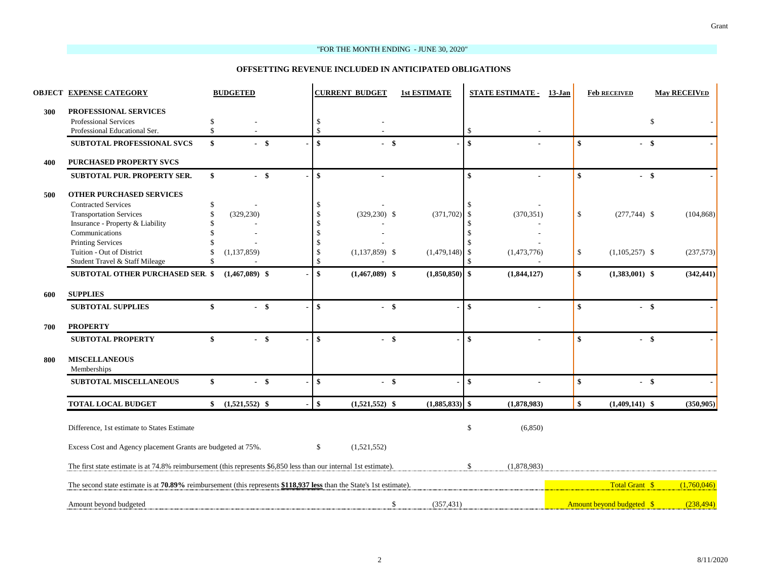Grant

"FOR THE MONTH ENDING - JUNE 30, 2020"

## OFFSETTING REVENUE INCLUDED IN ANTICIPATED OBLIGATIONS

| OBJECT | EXPENSE CATEGORY | BUDGETED | | CURRENT BUDGET | 1st ESTIMATE | STATE ESTIMATE - 13-Jan | Feb RECEIVED | May RECEIVED |
|---|---|---|---|---|---|---|---|---|
| 300 | **PROFESSIONAL SERVICES** | | | | | | | |
| | Professional Services | $ - | | $ - | | | | $ - |
| | Professional Educational Ser. | $ - | | $ - | | $ - | | |
| | **SUBTOTAL PROFESSIONAL SVCS** | **$ -** | **$ -** | **$ -** | **$ -** | **$ -** | **$ -** | **$ -** |
| 400 | **PURCHASED PROPERTY SVCS** | | | | | | | |
| | **SUBTOTAL PUR. PROPERTY SER.** | **$ -** | **$ -** | **$ -** | | **$ -** | **$ -** | **$ -** |
| 500 | **OTHER PURCHASED SERVICES** | | | | | | | |
| | Contracted Services | $ - | | $ - | | $ - | | |
| | Transportation Services | $ (329,230) | | $ (329,230) | $ (371,702) | $ (370,351) | $ (277,744) | $ (104,868) |
| | Insurance - Property & Liability | $ - | | $ - | | $ - | | |
| | Communications | $ - | | $ - | | $ - | | |
| | Printing Services | $ - | | $ - | | $ - | | |
| | Tuition - Out of District | $ (1,137,859) | | $ (1,137,859) | $ (1,479,148) | $ (1,473,776) | $ (1,105,257) | $ (237,573) |
| | Student Travel & Staff Mileage | $ - | | $ - | | $ - | | |
| | **SUBTOTAL OTHER PURCHASED SER.** | **$ (1,467,089)** | **$ -** | **$ (1,467,089)** | **$ (1,850,850)** | **$ (1,844,127)** | **$ (1,383,001)** | **$ (342,441)** |
| 600 | **SUPPLIES** | | | | | | | |
| | **SUBTOTAL SUPPLIES** | **$ -** | **$ -** | **$ -** | **$ -** | **$ -** | **$ -** | **$ -** |
| 700 | **PROPERTY** | | | | | | | |
| | **SUBTOTAL PROPERTY** | **$ -** | **$ -** | **$ -** | **$ -** | **$ -** | **$ -** | **$ -** |
| 800 | **MISCELLANEOUS** | | | | | | | |
| | Memberships | | | | | | | |
| | **SUBTOTAL MISCELLANEOUS** | **$ -** | **$ -** | **$ -** | **$ -** | **$ -** | **$ -** | **$ -** |
| | **TOTAL LOCAL BUDGET** | **$ (1,521,552)** | **$ -** | **$ (1,521,552)** | **$ (1,885,833)** | **$ (1,878,983)** | **$ (1,409,141)** | **$ (350,905)** |

Difference, 1st estimate to States Estimate — $ (6,850)

Excess Cost and Agency placement Grants are budgeted at 75%. — $ (1,521,552)

The first state estimate is at 74.8% reimbursement (this represents $6,850 less than our internal 1st estimate). — $ (1,878,983)

The second state estimate is at **70.89%** reimbursement (this represents **$118,937 less** than the State's 1st estimate). — Total Grant $ (1,760,046)

Amount beyond budgeted — $ (357,431) — Amount beyond budgeted $ (238,494)

8/11/2020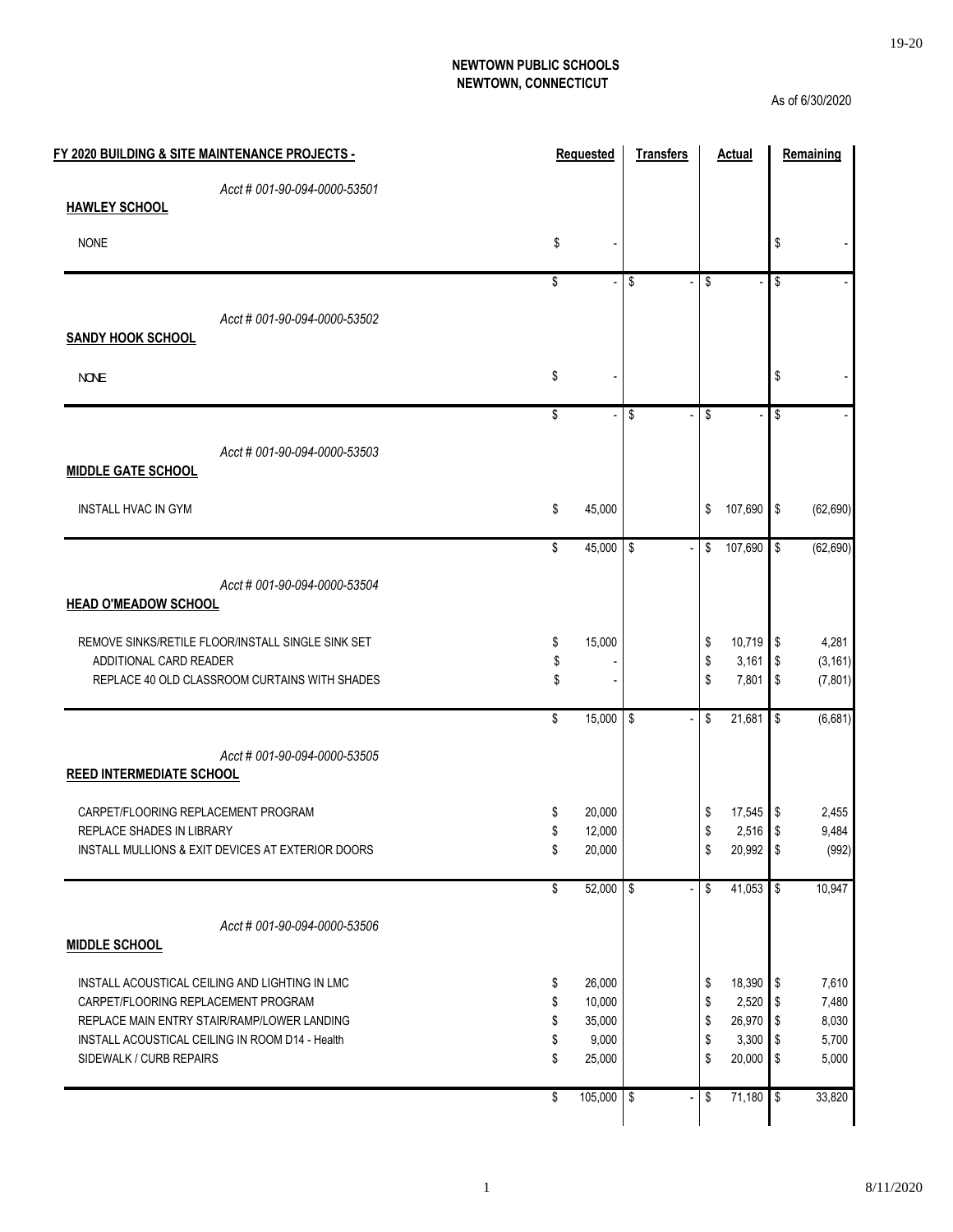**NEWTOWN PUBLIC SCHOOLS**
**NEWTOWN, CONNECTICUT**

As of 6/30/2020

| FY 2020 BUILDING & SITE MAINTENANCE PROJECTS - | Requested | Transfers | Actual | Remaining |
|---|---|---|---|---|
| *Acct # 001-90-094-0000-53501* | | | | |
| **HAWLEY SCHOOL** | | | | |
| NONE | $ - | | | $ - |
| | $ - | $ - | $ - | $ - |
| *Acct # 001-90-094-0000-53502* | | | | |
| **SANDY HOOK SCHOOL** | | | | |
| NONE | $ - | | | $ - |
| | $ - | $ - | $ - | $ - |
| *Acct # 001-90-094-0000-53503* | | | | |
| **MIDDLE GATE SCHOOL** | | | | |
| INSTALL HVAC IN GYM | $ 45,000 | | $ 107,690 | $ (62,690) |
| | $ 45,000 | $ - | $ 107,690 | $ (62,690) |
| *Acct # 001-90-094-0000-53504* | | | | |
| **HEAD O'MEADOW SCHOOL** | | | | |
| REMOVE SINKS/RETILE FLOOR/INSTALL SINGLE SINK SET | $ 15,000 | | $ 10,719 | $ 4,281 |
| ADDITIONAL CARD READER | $ - | | $ 3,161 | $ (3,161) |
| REPLACE 40 OLD CLASSROOM CURTAINS WITH SHADES | $ - | | $ 7,801 | $ (7,801) |
| | $ 15,000 | $ - | $ 21,681 | $ (6,681) |
| *Acct # 001-90-094-0000-53505* | | | | |
| **REED INTERMEDIATE SCHOOL** | | | | |
| CARPET/FLOORING REPLACEMENT PROGRAM | $ 20,000 | | $ 17,545 | $ 2,455 |
| REPLACE SHADES IN LIBRARY | $ 12,000 | | $ 2,516 | $ 9,484 |
| INSTALL MULLIONS & EXIT DEVICES AT EXTERIOR DOORS | $ 20,000 | | $ 20,992 | $ (992) |
| | $ 52,000 | $ - | $ 41,053 | $ 10,947 |
| *Acct # 001-90-094-0000-53506* | | | | |
| **MIDDLE SCHOOL** | | | | |
| INSTALL ACOUSTICAL CEILING AND LIGHTING IN LMC | $ 26,000 | | $ 18,390 | $ 7,610 |
| CARPET/FLOORING REPLACEMENT PROGRAM | $ 10,000 | | $ 2,520 | $ 7,480 |
| REPLACE MAIN ENTRY STAIR/RAMP/LOWER LANDING | $ 35,000 | | $ 26,970 | $ 8,030 |
| INSTALL ACOUSTICAL CEILING IN ROOM D14 - Health | $ 9,000 | | $ 3,300 | $ 5,700 |
| SIDEWALK / CURB REPAIRS | $ 25,000 | | $ 20,000 | $ 5,000 |
| | $ 105,000 | $ - | $ 71,180 | $ 33,820 |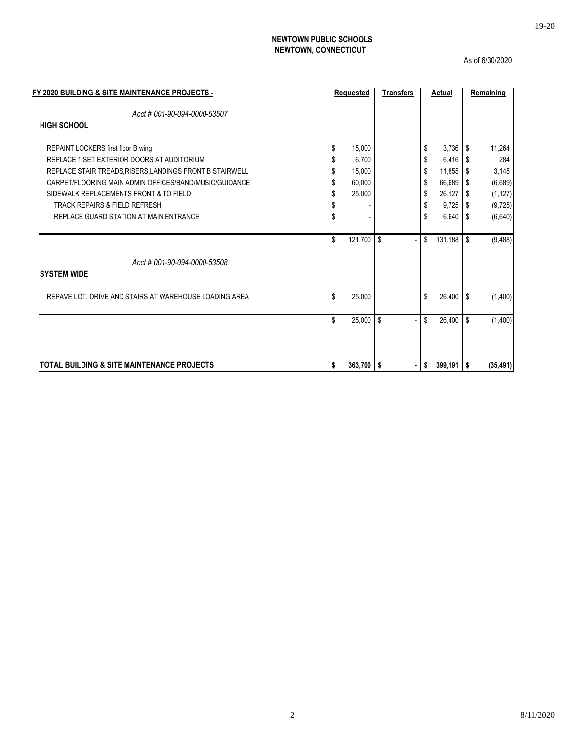**NEWTOWN PUBLIC SCHOOLS**
**NEWTOWN, CONNECTICUT**

As of 6/30/2020

| FY 2020 BUILDING & SITE MAINTENANCE PROJECTS - | Requested | Transfers | Actual | Remaining |
|---|---|---|---|---|
| *Acct # 001-90-094-0000-53507* | | | | |
| **HIGH SCHOOL** | | | | |
| REPAINT LOCKERS first floor B wing | $ 15,000 | | $ 3,736 | $ 11,264 |
| REPLACE 1 SET EXTERIOR DOORS AT AUDITORIUM | $ 6,700 | | $ 6,416 | $ 284 |
| REPLACE STAIR TREADS,RISERS,LANDINGS FRONT B STAIRWELL | $ 15,000 | | $ 11,855 | $ 3,145 |
| CARPET/FLOORING MAIN ADMIN OFFICES/BAND/MUSIC/GUIDANCE | $ 60,000 | | $ 66,689 | $ (6,689) |
| SIDEWALK REPLACEMENTS FRONT & TO FIELD | $ 25,000 | | $ 26,127 | $ (1,127) |
| TRACK REPAIRS & FIELD REFRESH | $ - | | $ 9,725 | $ (9,725) |
| REPLACE GUARD STATION AT MAIN ENTRANCE | $ - | | $ 6,640 | $ (6,640) |
| | $ 121,700 | $ - | $ 131,188 | $ (9,488) |
| *Acct # 001-90-094-0000-53508* | | | | |
| **SYSTEM WIDE** | | | | |
| REPAVE LOT, DRIVE AND STAIRS AT WAREHOUSE LOADING AREA | $ 25,000 | | $ 26,400 | $ (1,400) |
| | $ 25,000 | $ - | $ 26,400 | $ (1,400) |
| **TOTAL BUILDING & SITE MAINTENANCE PROJECTS** | **$ 363,700** | **$ -** | **$ 399,191** | **$ (35,491)** |